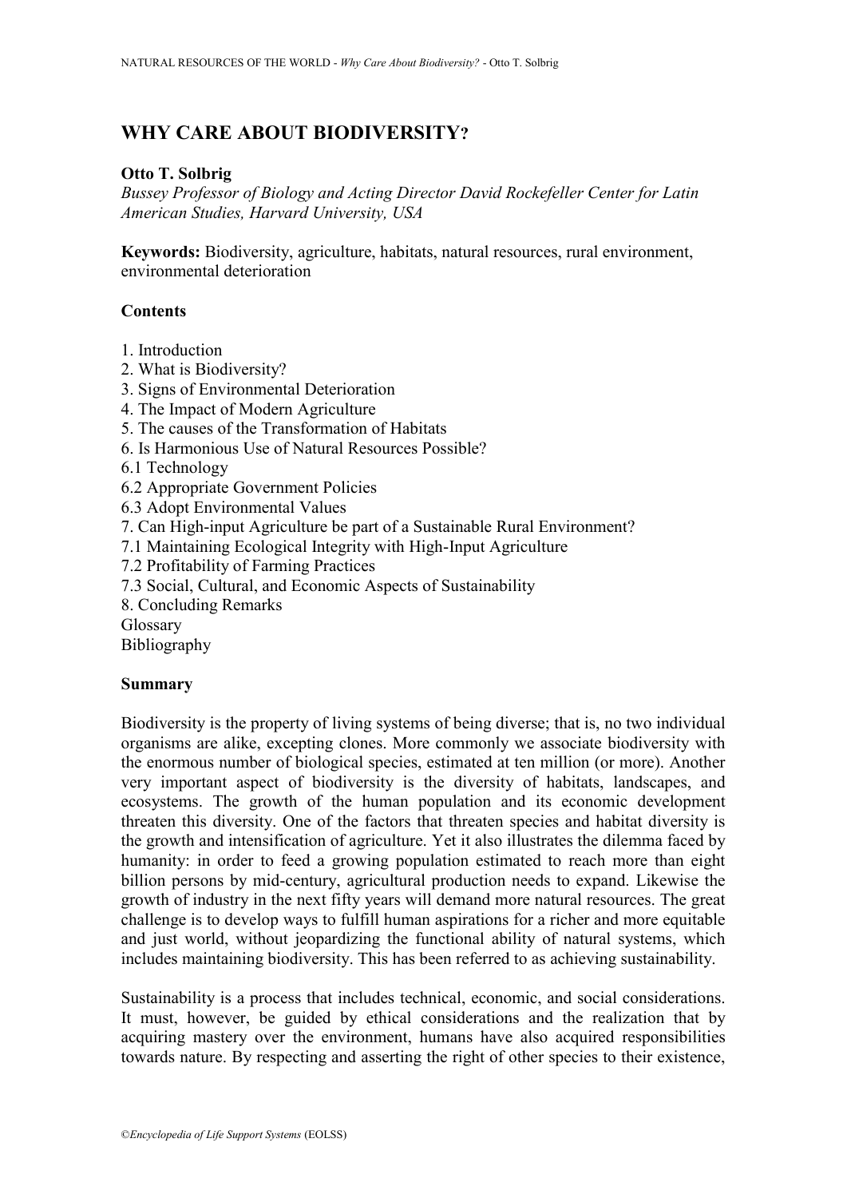# WHY CARE ABOUT BIODIVERSITY?

**Otto T. Solbrig**

*Bussey Professor of Biology and Acting Director David Rockefeller Center for Latin American Studies, Harvard University, USA*

**Keywords:** Biodiversity, agriculture, habitats, natural resources, rural environment, environmental deterioration

## Contents

1. Introduction
2. What is Biodiversity?
3. Signs of Environmental Deterioration
4. The Impact of Modern Agriculture
5. The causes of the Transformation of Habitats
6. Is Harmonious Use of Natural Resources Possible?
6.1 Technology
6.2 Appropriate Government Policies
6.3 Adopt Environmental Values
7. Can High-input Agriculture be part of a Sustainable Rural Environment?
7.1 Maintaining Ecological Integrity with High-Input Agriculture
7.2 Profitability of Farming Practices
7.3 Social, Cultural, and Economic Aspects of Sustainability
8. Concluding Remarks

Glossary

Bibliography

## Summary

Biodiversity is the property of living systems of being diverse; that is, no two individual organisms are alike, excepting clones. More commonly we associate biodiversity with the enormous number of biological species, estimated at ten million (or more). Another very important aspect of biodiversity is the diversity of habitats, landscapes, and ecosystems. The growth of the human population and its economic development threaten this diversity. One of the factors that threaten species and habitat diversity is the growth and intensification of agriculture. Yet it also illustrates the dilemma faced by humanity: in order to feed a growing population estimated to reach more than eight billion persons by mid-century, agricultural production needs to expand. Likewise the growth of industry in the next fifty years will demand more natural resources. The great challenge is to develop ways to fulfill human aspirations for a richer and more equitable and just world, without jeopardizing the functional ability of natural systems, which includes maintaining biodiversity. This has been referred to as achieving sustainability.

Sustainability is a process that includes technical, economic, and social considerations. It must, however, be guided by ethical considerations and the realization that by acquiring mastery over the environment, humans have also acquired responsibilities towards nature. By respecting and asserting the right of other species to their existence,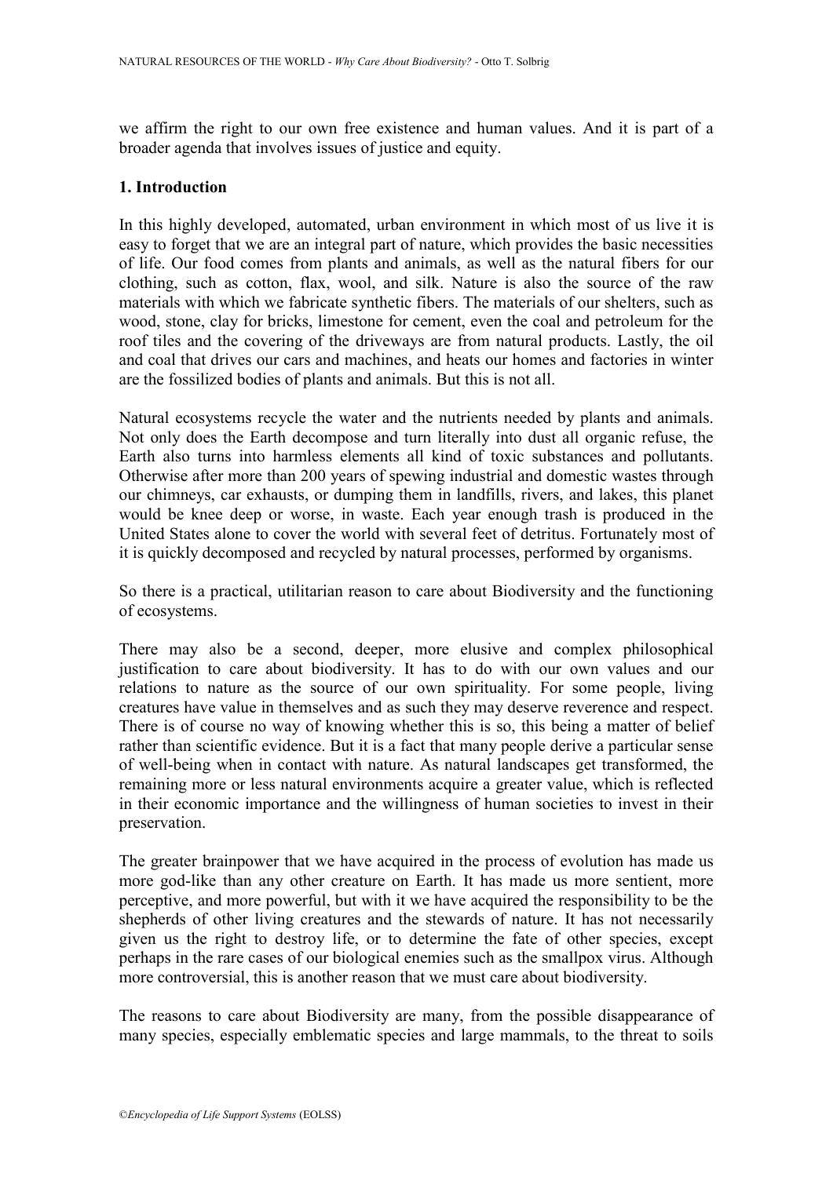we affirm the right to our own free existence and human values. And it is part of a broader agenda that involves issues of justice and equity.

## 1. Introduction

In this highly developed, automated, urban environment in which most of us live it is easy to forget that we are an integral part of nature, which provides the basic necessities of life. Our food comes from plants and animals, as well as the natural fibers for our clothing, such as cotton, flax, wool, and silk. Nature is also the source of the raw materials with which we fabricate synthetic fibers. The materials of our shelters, such as wood, stone, clay for bricks, limestone for cement, even the coal and petroleum for the roof tiles and the covering of the driveways are from natural products. Lastly, the oil and coal that drives our cars and machines, and heats our homes and factories in winter are the fossilized bodies of plants and animals. But this is not all.

Natural ecosystems recycle the water and the nutrients needed by plants and animals. Not only does the Earth decompose and turn literally into dust all organic refuse, the Earth also turns into harmless elements all kind of toxic substances and pollutants. Otherwise after more than 200 years of spewing industrial and domestic wastes through our chimneys, car exhausts, or dumping them in landfills, rivers, and lakes, this planet would be knee deep or worse, in waste. Each year enough trash is produced in the United States alone to cover the world with several feet of detritus. Fortunately most of it is quickly decomposed and recycled by natural processes, performed by organisms.

So there is a practical, utilitarian reason to care about Biodiversity and the functioning of ecosystems.

There may also be a second, deeper, more elusive and complex philosophical justification to care about biodiversity. It has to do with our own values and our relations to nature as the source of our own spirituality. For some people, living creatures have value in themselves and as such they may deserve reverence and respect. There is of course no way of knowing whether this is so, this being a matter of belief rather than scientific evidence. But it is a fact that many people derive a particular sense of well-being when in contact with nature. As natural landscapes get transformed, the remaining more or less natural environments acquire a greater value, which is reflected in their economic importance and the willingness of human societies to invest in their preservation.

The greater brainpower that we have acquired in the process of evolution has made us more god-like than any other creature on Earth. It has made us more sentient, more perceptive, and more powerful, but with it we have acquired the responsibility to be the shepherds of other living creatures and the stewards of nature. It has not necessarily given us the right to destroy life, or to determine the fate of other species, except perhaps in the rare cases of our biological enemies such as the smallpox virus. Although more controversial, this is another reason that we must care about biodiversity.

The reasons to care about Biodiversity are many, from the possible disappearance of many species, especially emblematic species and large mammals, to the threat to soils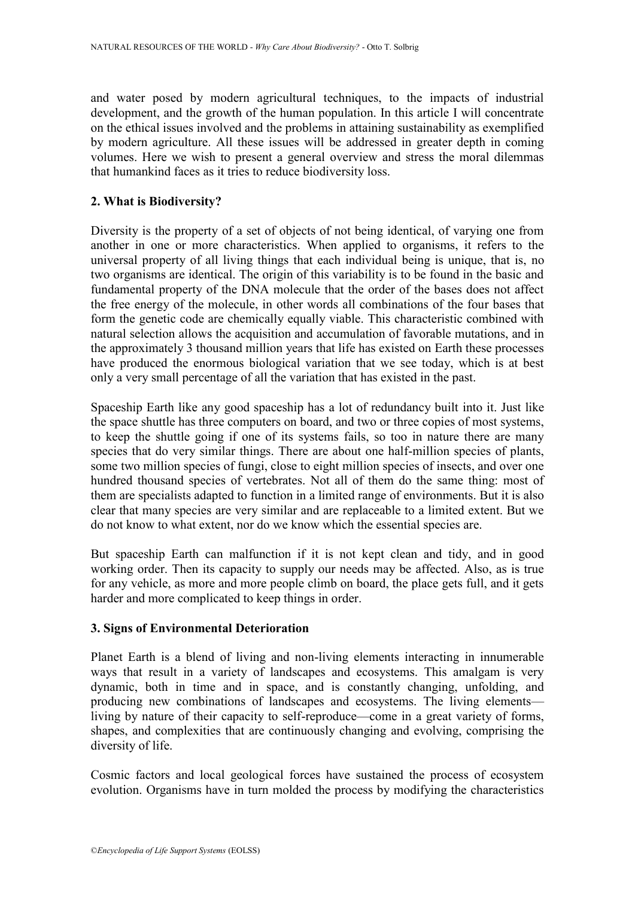and water posed by modern agricultural techniques, to the impacts of industrial development, and the growth of the human population. In this article I will concentrate on the ethical issues involved and the problems in attaining sustainability as exemplified by modern agriculture. All these issues will be addressed in greater depth in coming volumes. Here we wish to present a general overview and stress the moral dilemmas that humankind faces as it tries to reduce biodiversity loss.

## 2. What is Biodiversity?

Diversity is the property of a set of objects of not being identical, of varying one from another in one or more characteristics. When applied to organisms, it refers to the universal property of all living things that each individual being is unique, that is, no two organisms are identical. The origin of this variability is to be found in the basic and fundamental property of the DNA molecule that the order of the bases does not affect the free energy of the molecule, in other words all combinations of the four bases that form the genetic code are chemically equally viable. This characteristic combined with natural selection allows the acquisition and accumulation of favorable mutations, and in the approximately 3 thousand million years that life has existed on Earth these processes have produced the enormous biological variation that we see today, which is at best only a very small percentage of all the variation that has existed in the past.

Spaceship Earth like any good spaceship has a lot of redundancy built into it. Just like the space shuttle has three computers on board, and two or three copies of most systems, to keep the shuttle going if one of its systems fails, so too in nature there are many species that do very similar things. There are about one half-million species of plants, some two million species of fungi, close to eight million species of insects, and over one hundred thousand species of vertebrates. Not all of them do the same thing: most of them are specialists adapted to function in a limited range of environments. But it is also clear that many species are very similar and are replaceable to a limited extent. But we do not know to what extent, nor do we know which the essential species are.

But spaceship Earth can malfunction if it is not kept clean and tidy, and in good working order. Then its capacity to supply our needs may be affected. Also, as is true for any vehicle, as more and more people climb on board, the place gets full, and it gets harder and more complicated to keep things in order.

## 3. Signs of Environmental Deterioration

Planet Earth is a blend of living and non-living elements interacting in innumerable ways that result in a variety of landscapes and ecosystems. This amalgam is very dynamic, both in time and in space, and is constantly changing, unfolding, and producing new combinations of landscapes and ecosystems. The living elements—living by nature of their capacity to self-reproduce—come in a great variety of forms, shapes, and complexities that are continuously changing and evolving, comprising the diversity of life.

Cosmic factors and local geological forces have sustained the process of ecosystem evolution. Organisms have in turn molded the process by modifying the characteristics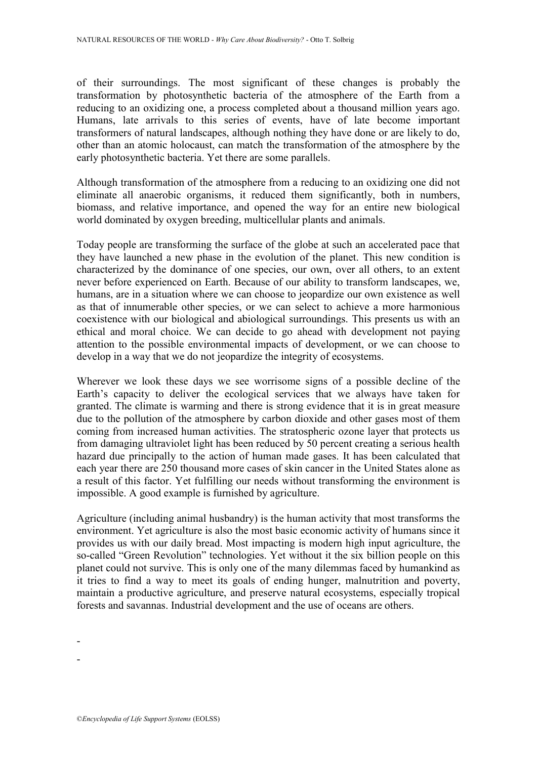of their surroundings. The most significant of these changes is probably the transformation by photosynthetic bacteria of the atmosphere of the Earth from a reducing to an oxidizing one, a process completed about a thousand million years ago. Humans, late arrivals to this series of events, have of late become important transformers of natural landscapes, although nothing they have done or are likely to do, other than an atomic holocaust, can match the transformation of the atmosphere by the early photosynthetic bacteria. Yet there are some parallels.

Although transformation of the atmosphere from a reducing to an oxidizing one did not eliminate all anaerobic organisms, it reduced them significantly, both in numbers, biomass, and relative importance, and opened the way for an entire new biological world dominated by oxygen breeding, multicellular plants and animals.

Today people are transforming the surface of the globe at such an accelerated pace that they have launched a new phase in the evolution of the planet. This new condition is characterized by the dominance of one species, our own, over all others, to an extent never before experienced on Earth. Because of our ability to transform landscapes, we, humans, are in a situation where we can choose to jeopardize our own existence as well as that of innumerable other species, or we can select to achieve a more harmonious coexistence with our biological and abiological surroundings. This presents us with an ethical and moral choice. We can decide to go ahead with development not paying attention to the possible environmental impacts of development, or we can choose to develop in a way that we do not jeopardize the integrity of ecosystems.

Wherever we look these days we see worrisome signs of a possible decline of the Earth's capacity to deliver the ecological services that we always have taken for granted. The climate is warming and there is strong evidence that it is in great measure due to the pollution of the atmosphere by carbon dioxide and other gases most of them coming from increased human activities. The stratospheric ozone layer that protects us from damaging ultraviolet light has been reduced by 50 percent creating a serious health hazard due principally to the action of human made gases. It has been calculated that each year there are 250 thousand more cases of skin cancer in the United States alone as a result of this factor. Yet fulfilling our needs without transforming the environment is impossible. A good example is furnished by agriculture.

Agriculture (including animal husbandry) is the human activity that most transforms the environment. Yet agriculture is also the most basic economic activity of humans since it provides us with our daily bread. Most impacting is modern high input agriculture, the so-called "Green Revolution" technologies. Yet without it the six billion people on this planet could not survive. This is only one of the many dilemmas faced by humankind as it tries to find a way to meet its goals of ending hunger, malnutrition and poverty, maintain a productive agriculture, and preserve natural ecosystems, especially tropical forests and savannas. Industrial development and the use of oceans are others.

-

-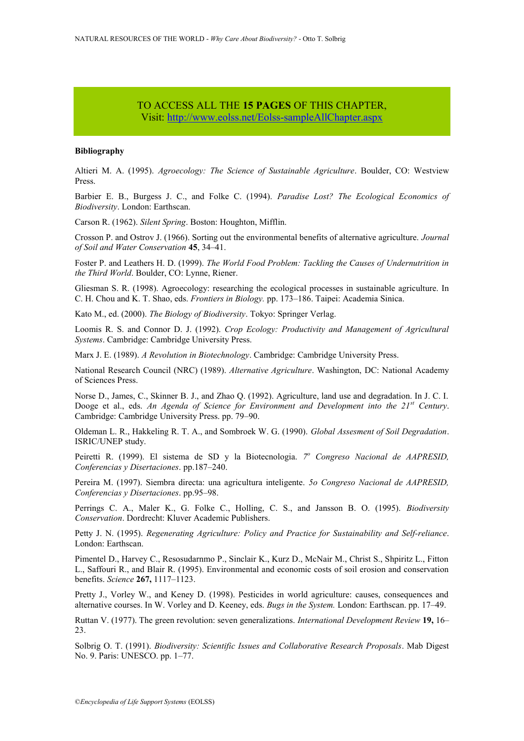TO ACCESS ALL THE **15 PAGES** OF THIS CHAPTER,
Visit: http://www.eolss.net/Eolss-sampleAllChapter.aspx

**Bibliography**

Altieri M. A. (1995). *Agroecology: The Science of Sustainable Agriculture*. Boulder, CO: Westview Press.

Barbier E. B., Burgess J. C., and Folke C. (1994). *Paradise Lost? The Ecological Economics of Biodiversity*. London: Earthscan.

Carson R. (1962). *Silent Spring*. Boston: Houghton, Mifflin.

Crosson P. and Ostrov J. (1966). Sorting out the environmental benefits of alternative agriculture. *Journal of Soil and Water Conservation* **45**, 34–41.

Foster P. and Leathers H. D. (1999). *The World Food Problem: Tackling the Causes of Undernutrition in the Third World*. Boulder, CO: Lynne, Riener.

Gliesman S. R. (1998). Agroecology: researching the ecological processes in sustainable agriculture. In C. H. Chou and K. T. Shao, eds. *Frontiers in Biology.* pp. 173–186. Taipei: Academia Sinica.

Kato M., ed. (2000). *The Biology of Biodiversity*. Tokyo: Springer Verlag.

Loomis R. S. and Connor D. J. (1992). *Crop Ecology: Productivity and Management of Agricultural Systems*. Cambridge: Cambridge University Press.

Marx J. E. (1989). *A Revolution in Biotechnology*. Cambridge: Cambridge University Press.

National Research Council (NRC) (1989). *Alternative Agriculture*. Washington, DC: National Academy of Sciences Press.

Norse D., James, C., Skinner B. J., and Zhao Q. (1992). Agriculture, land use and degradation. In J. C. I. Dooge et al., eds. *An Agenda of Science for Environment and Development into the 21st Century*. Cambridge: Cambridge University Press. pp. 79–90.

Oldeman L. R., Hakkeling R. T. A., and Sombroek W. G. (1990). *Global Assesment of Soil Degradation*. ISRIC/UNEP study.

Peiretti R. (1999). El sistema de SD y la Biotecnologia. *7º Congreso Nacional de AAPRESID, Conferencias y Disertaciones*. pp.187–240.

Pereira M. (1997). Siembra directa: una agricultura inteligente. *5o Congreso Nacional de AAPRESID, Conferencias y Disertaciones*. pp.95–98.

Perrings C. A., Maler K., G. Folke C., Holling, C. S., and Jansson B. O. (1995). *Biodiversity Conservation*. Dordrecht: Kluver Academic Publishers.

Petty J. N. (1995). *Regenerating Agriculture: Policy and Practice for Sustainability and Self-reliance*. London: Earthscan.

Pimentel D., Harvey C., Resosudarnmo P., Sinclair K., Kurz D., McNair M., Christ S., Shpiritz L., Fitton L., Saffouri R., and Blair R. (1995). Environmental and economic costs of soil erosion and conservation benefits. *Science* **267,** 1117–1123.

Pretty J., Vorley W., and Keney D. (1998). Pesticides in world agriculture: causes, consequences and alternative courses. In W. Vorley and D. Keeney, eds. *Bugs in the System.* London: Earthscan. pp. 17–49.

Ruttan V. (1977). The green revolution: seven generalizations. *International Development Review* **19,** 16–23.

Solbrig O. T. (1991). *Biodiversity: Scientific Issues and Collaborative Research Proposals*. Mab Digest No. 9. Paris: UNESCO. pp. 1–77.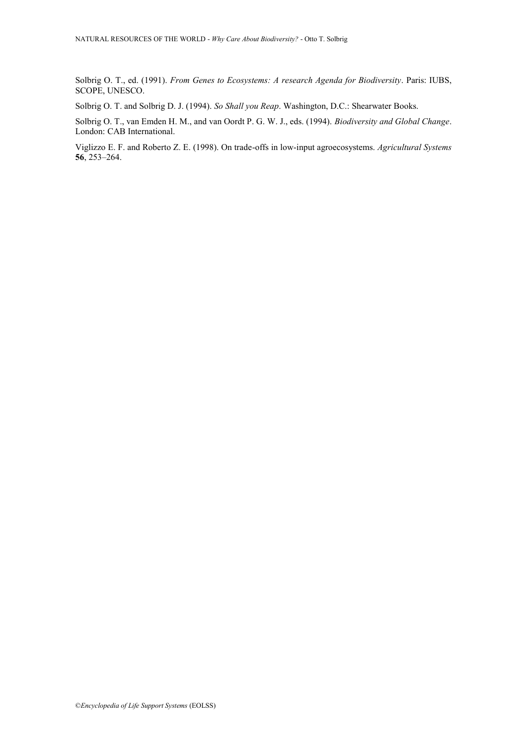Solbrig O. T., ed. (1991). *From Genes to Ecosystems: A research Agenda for Biodiversity*. Paris: IUBS, SCOPE, UNESCO.

Solbrig O. T. and Solbrig D. J. (1994). *So Shall you Reap*. Washington, D.C.: Shearwater Books.

Solbrig O. T., van Emden H. M., and van Oordt P. G. W. J., eds. (1994). *Biodiversity and Global Change*. London: CAB International.

Viglizzo E. F. and Roberto Z. E. (1998). On trade-offs in low-input agroecosystems. *Agricultural Systems* **56**, 253–264.